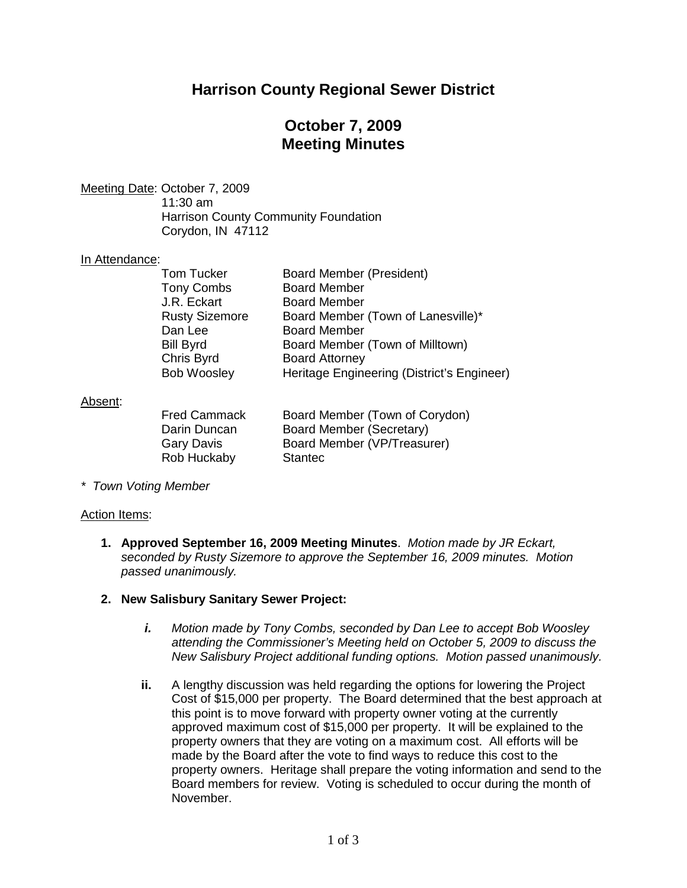# Harrison County Regional Sewer District

## October 7, 2009
## Meeting Minutes

<u>Meeting Date</u>: October 7, 2009
11:30 am
Harrison County Community Foundation
Corydon, IN 47112

<u>In Attendance</u>:

| | |
|---|---|
| Tom Tucker | Board Member (President) |
| Tony Combs | Board Member |
| J.R. Eckart | Board Member |
| Rusty Sizemore | Board Member (Town of Lanesville)* |
| Dan Lee | Board Member |
| Bill Byrd | Board Member (Town of Milltown) |
| Chris Byrd | Board Attorney |
| Bob Woosley | Heritage Engineering (District's Engineer) |

<u>Absent</u>:

| | |
|---|---|
| Fred Cammack | Board Member (Town of Corydon) |
| Darin Duncan | Board Member (Secretary) |
| Gary Davis | Board Member (VP/Treasurer) |
| Rob Huckaby | Stantec |

*\* Town Voting Member*

<u>Action Items</u>:

1. **Approved September 16, 2009 Meeting Minutes**. *Motion made by JR Eckart, seconded by Rusty Sizemore to approve the September 16, 2009 minutes. Motion passed unanimously.*

2. **New Salisbury Sanitary Sewer Project:**

   ***i.*** *Motion made by Tony Combs, seconded by Dan Lee to accept Bob Woosley attending the Commissioner's Meeting held on October 5, 2009 to discuss the New Salisbury Project additional funding options. Motion passed unanimously.*

   **ii.** A lengthy discussion was held regarding the options for lowering the Project Cost of $15,000 per property. The Board determined that the best approach at this point is to move forward with property owner voting at the currently approved maximum cost of $15,000 per property. It will be explained to the property owners that they are voting on a maximum cost. All efforts will be made by the Board after the vote to find ways to reduce this cost to the property owners. Heritage shall prepare the voting information and send to the Board members for review. Voting is scheduled to occur during the month of November.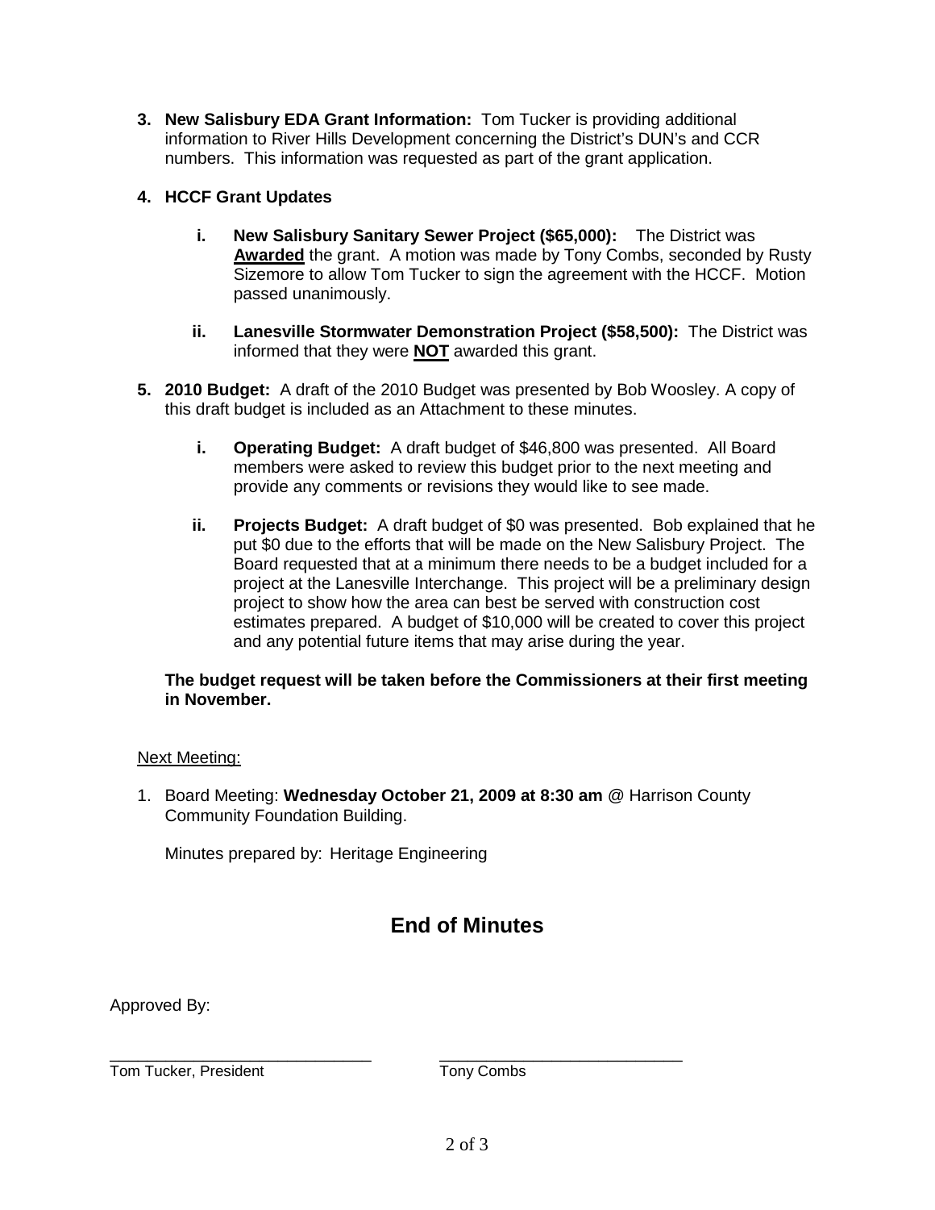3. **New Salisbury EDA Grant Information:** Tom Tucker is providing additional information to River Hills Development concerning the District's DUN's and CCR numbers. This information was requested as part of the grant application.

4. **HCCF Grant Updates**

   i. **New Salisbury Sanitary Sewer Project ($65,000):** The District was **Awarded** the grant. A motion was made by Tony Combs, seconded by Rusty Sizemore to allow Tom Tucker to sign the agreement with the HCCF. Motion passed unanimously.

   ii. **Lanesville Stormwater Demonstration Project ($58,500):** The District was informed that they were **NOT** awarded this grant.

5. **2010 Budget:** A draft of the 2010 Budget was presented by Bob Woosley. A copy of this draft budget is included as an Attachment to these minutes.

   i. **Operating Budget:** A draft budget of $46,800 was presented. All Board members were asked to review this budget prior to the next meeting and provide any comments or revisions they would like to see made.

   ii. **Projects Budget:** A draft budget of $0 was presented. Bob explained that he put $0 due to the efforts that will be made on the New Salisbury Project. The Board requested that at a minimum there needs to be a budget included for a project at the Lanesville Interchange. This project will be a preliminary design project to show how the area can best be served with construction cost estimates prepared. A budget of $10,000 will be created to cover this project and any potential future items that may arise during the year.

   **The budget request will be taken before the Commissioners at their first meeting in November.**

Next Meeting:

1. Board Meeting: **Wednesday October 21, 2009 at 8:30 am** @ Harrison County Community Foundation Building.

   Minutes prepared by: Heritage Engineering

## End of Minutes

Approved By:

| \_\_\_\_\_\_\_\_\_\_\_\_\_\_\_\_\_\_\_\_\_\_\_\_\_\_\_\_ | \_\_\_\_\_\_\_\_\_\_\_\_\_\_\_\_\_\_\_\_\_\_\_\_\_\_\_\_ |
| --- | --- |
| Tom Tucker, President | Tony Combs |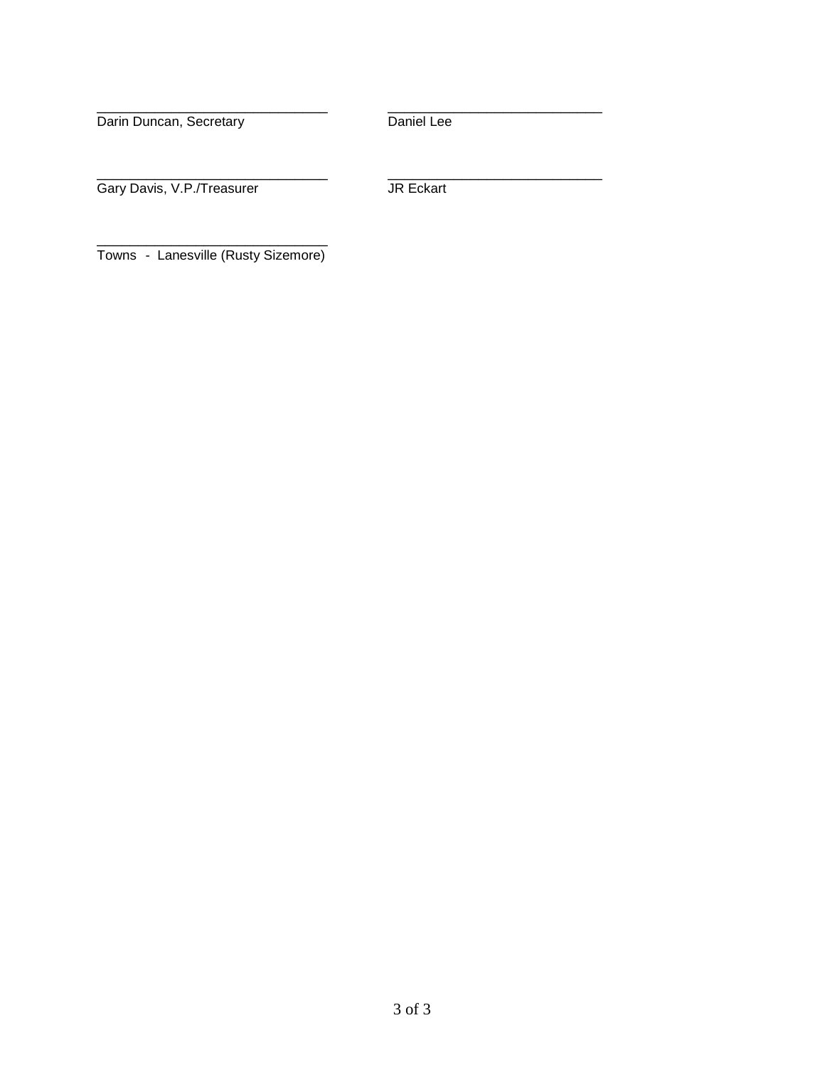\_\_\_\_\_\_\_\_\_\_\_\_\_\_\_\_\_\_\_\_\_\_\_\_\_\_\_\_\_\_
Darin Duncan, Secretary

\_\_\_\_\_\_\_\_\_\_\_\_\_\_\_\_\_\_\_\_\_\_\_\_\_\_\_\_\_\_
Daniel Lee

\_\_\_\_\_\_\_\_\_\_\_\_\_\_\_\_\_\_\_\_\_\_\_\_\_\_\_\_\_\_
Gary Davis, V.P./Treasurer

\_\_\_\_\_\_\_\_\_\_\_\_\_\_\_\_\_\_\_\_\_\_\_\_\_\_\_\_\_\_
JR Eckart

\_\_\_\_\_\_\_\_\_\_\_\_\_\_\_\_\_\_\_\_\_\_\_\_\_\_\_\_\_\_
Towns - Lanesville (Rusty Sizemore)